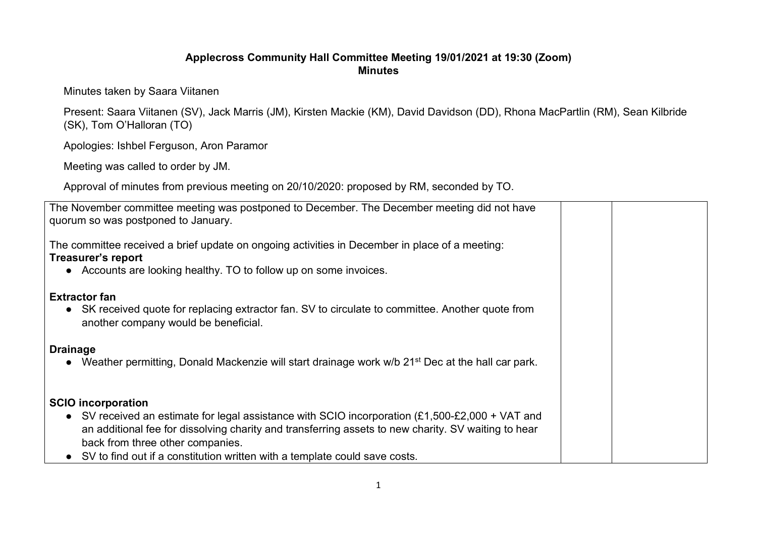**Applecross Community Hall Committee Meeting 19/01/2021 at 19:30 (Zoom)**
**Minutes**

Minutes taken by Saara Viitanen

Present: Saara Viitanen (SV), Jack Marris (JM), Kirsten Mackie (KM), David Davidson (DD), Rhona MacPartlin (RM), Sean Kilbride (SK), Tom O'Halloran (TO)

Apologies: Ishbel Ferguson, Aron Paramor

Meeting was called to order by JM.

Approval of minutes from previous meeting on 20/10/2020: proposed by RM, seconded by TO.

| | | |
|---|---|---|
| The November committee meeting was postponed to December. The December meeting did not have quorum so was postponed to January.<br><br>The committee received a brief update on ongoing activities in December in place of a meeting:<br>**Treasurer's report**<br>● Accounts are looking healthy. TO to follow up on some invoices.<br><br>**Extractor fan**<br>● SK received quote for replacing extractor fan. SV to circulate to committee. Another quote from another company would be beneficial.<br><br>**Drainage**<br>● Weather permitting, Donald Mackenzie will start drainage work w/b 21st Dec at the hall car park.<br><br>**SCIO incorporation**<br>● SV received an estimate for legal assistance with SCIO incorporation (£1,500-£2,000 + VAT and an additional fee for dissolving charity and transferring assets to new charity. SV waiting to hear back from three other companies.<br>● SV to find out if a constitution written with a template could save costs. | | |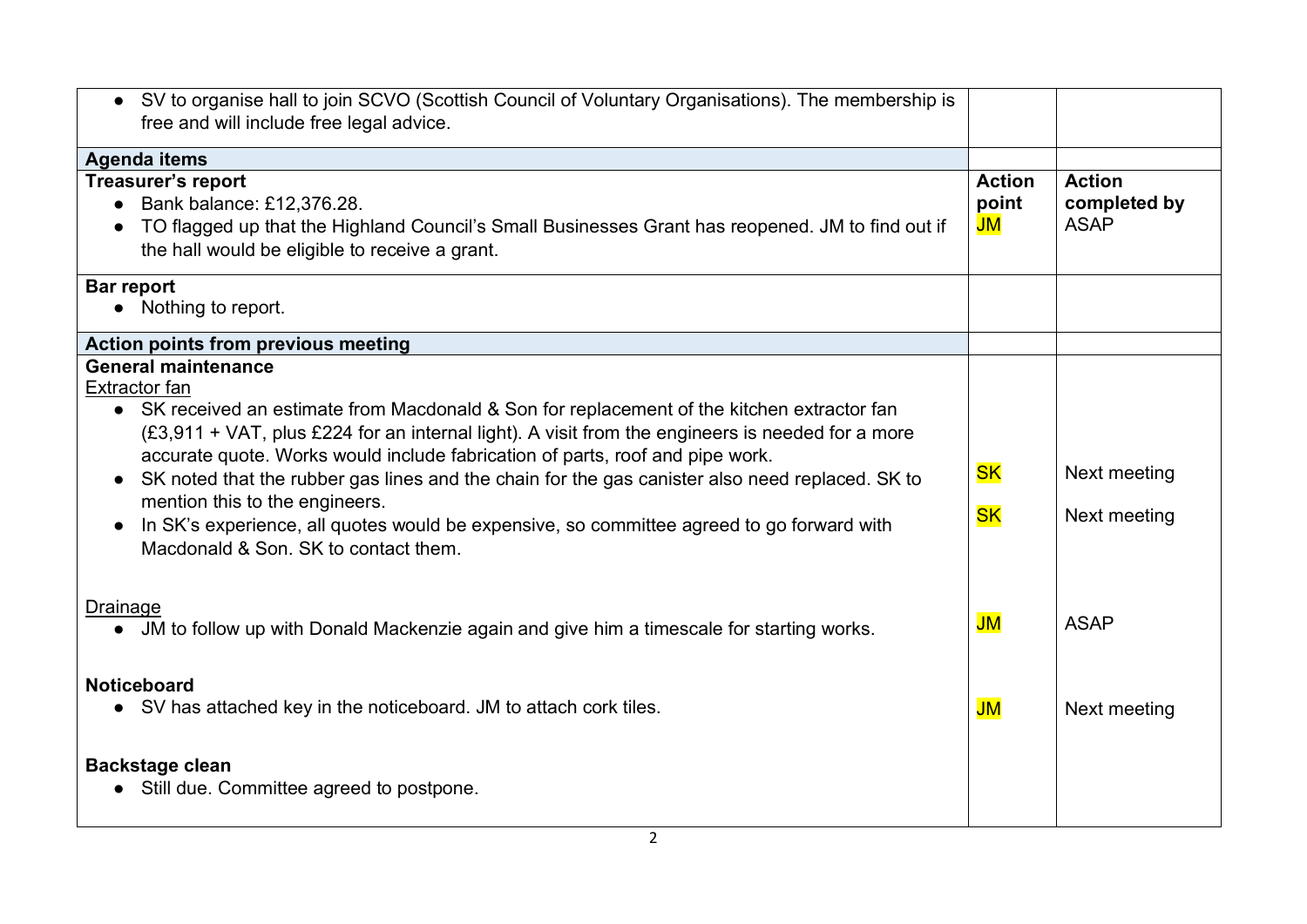| | | |
|---|---|---|
| • SV to organise hall to join SCVO (Scottish Council of Voluntary Organisations). The membership is free and will include free legal advice. | | |
| **Agenda items** | | |
| **Treasurer's report**<br>• Bank balance: £12,376.28.<br>• TO flagged up that the Highland Council's Small Businesses Grant has reopened. JM to find out if the hall would be eligible to receive a grant. | **Action point**<br>JM | **Action completed by**<br>ASAP |
| **Bar report**<br>• Nothing to report. | | |
| **Action points from previous meeting** | | |
| **General maintenance**<br>Extractor fan<br>• SK received an estimate from Macdonald & Son for replacement of the kitchen extractor fan (£3,911 + VAT, plus £224 for an internal light). A visit from the engineers is needed for a more accurate quote. Works would include fabrication of parts, roof and pipe work.<br>• SK noted that the rubber gas lines and the chain for the gas canister also need replaced. SK to mention this to the engineers.<br>• In SK's experience, all quotes would be expensive, so committee agreed to go forward with Macdonald & Son. SK to contact them. | SK<br>SK | Next meeting<br>Next meeting |
| Drainage<br>• JM to follow up with Donald Mackenzie again and give him a timescale for starting works. | JM | ASAP |
| **Noticeboard**<br>• SV has attached key in the noticeboard. JM to attach cork tiles. | JM | Next meeting |
| **Backstage clean**<br>• Still due. Committee agreed to postpone. | | |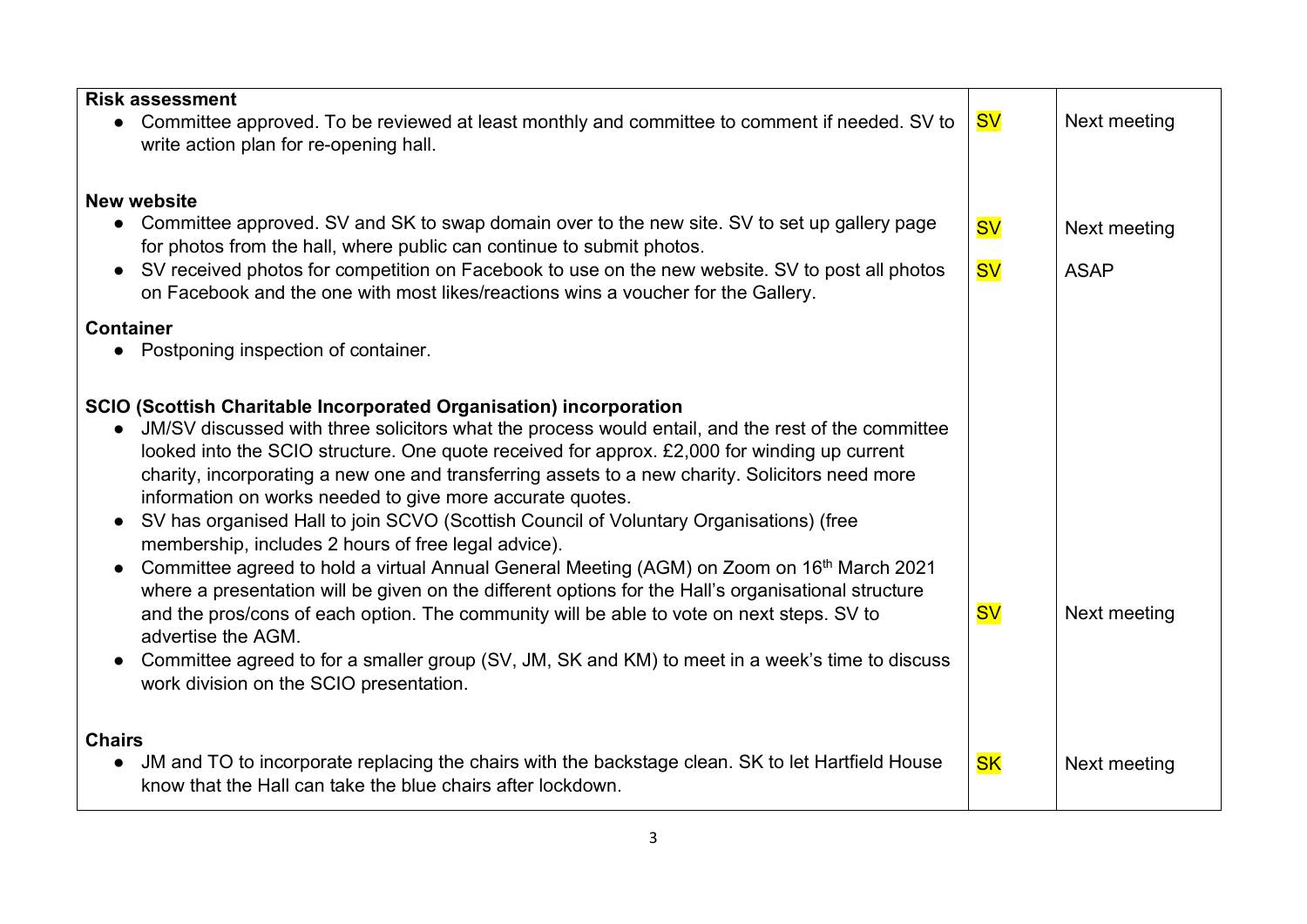| | | |
|---|---|---|
| **Risk assessment**<br>• Committee approved. To be reviewed at least monthly and committee to comment if needed. SV to write action plan for re-opening hall. | SV | Next meeting |
| **New website**<br>• Committee approved. SV and SK to swap domain over to the new site. SV to set up gallery page for photos from the hall, where public can continue to submit photos. | SV | Next meeting |
| • SV received photos for competition on Facebook to use on the new website. SV to post all photos on Facebook and the one with most likes/reactions wins a voucher for the Gallery. | SV | ASAP |
| **Container**<br>• Postponing inspection of container. | | |
| **SCIO (Scottish Charitable Incorporated Organisation) incorporation**<br>• JM/SV discussed with three solicitors what the process would entail, and the rest of the committee looked into the SCIO structure. One quote received for approx. £2,000 for winding up current charity, incorporating a new one and transferring assets to a new charity. Solicitors need more information on works needed to give more accurate quotes.<br>• SV has organised Hall to join SCVO (Scottish Council of Voluntary Organisations) (free membership, includes 2 hours of free legal advice).<br>• Committee agreed to hold a virtual Annual General Meeting (AGM) on Zoom on 16th March 2021 where a presentation will be given on the different options for the Hall's organisational structure and the pros/cons of each option. The community will be able to vote on next steps. SV to advertise the AGM.<br>• Committee agreed to for a smaller group (SV, JM, SK and KM) to meet in a week's time to discuss work division on the SCIO presentation. | SV | Next meeting |
| **Chairs**<br>• JM and TO to incorporate replacing the chairs with the backstage clean. SK to let Hartfield House know that the Hall can take the blue chairs after lockdown. | SK | Next meeting |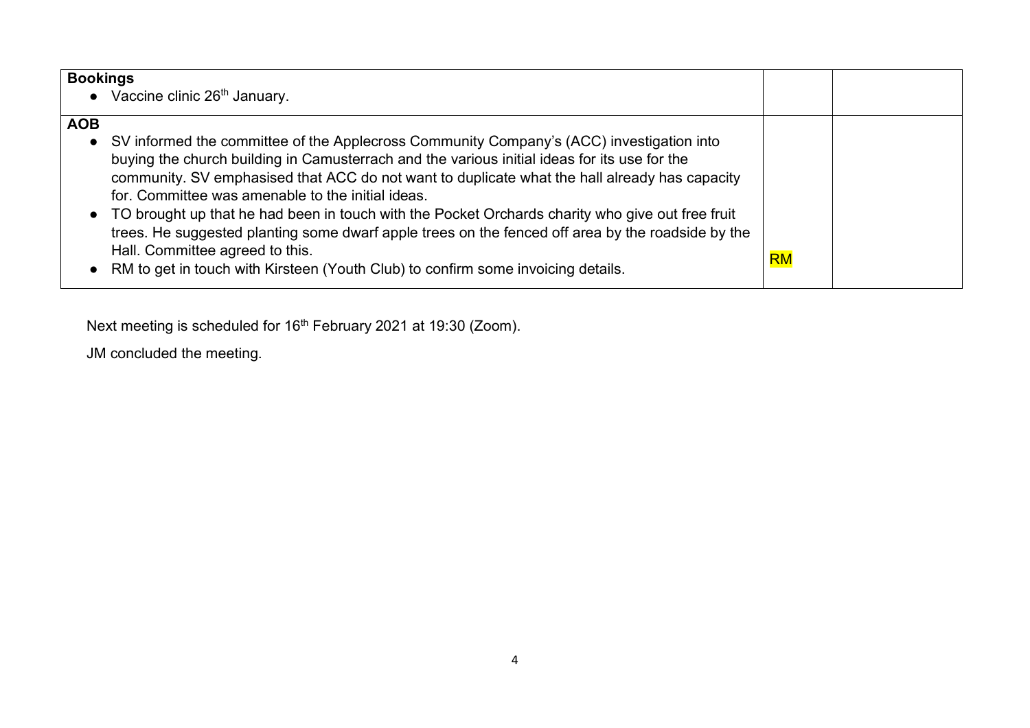| | | |
|---|---|---|
| **Bookings**<br>● Vaccine clinic 26th January. | | |
| **AOB**<br>● SV informed the committee of the Applecross Community Company's (ACC) investigation into buying the church building in Camusterrach and the various initial ideas for its use for the community. SV emphasised that ACC do not want to duplicate what the hall already has capacity for. Committee was amenable to the initial ideas.<br>● TO brought up that he had been in touch with the Pocket Orchards charity who give out free fruit trees. He suggested planting some dwarf apple trees on the fenced off area by the roadside by the Hall. Committee agreed to this.<br>● RM to get in touch with Kirsteen (Youth Club) to confirm some invoicing details. | RM | |

Next meeting is scheduled for 16th February 2021 at 19:30 (Zoom).

JM concluded the meeting.